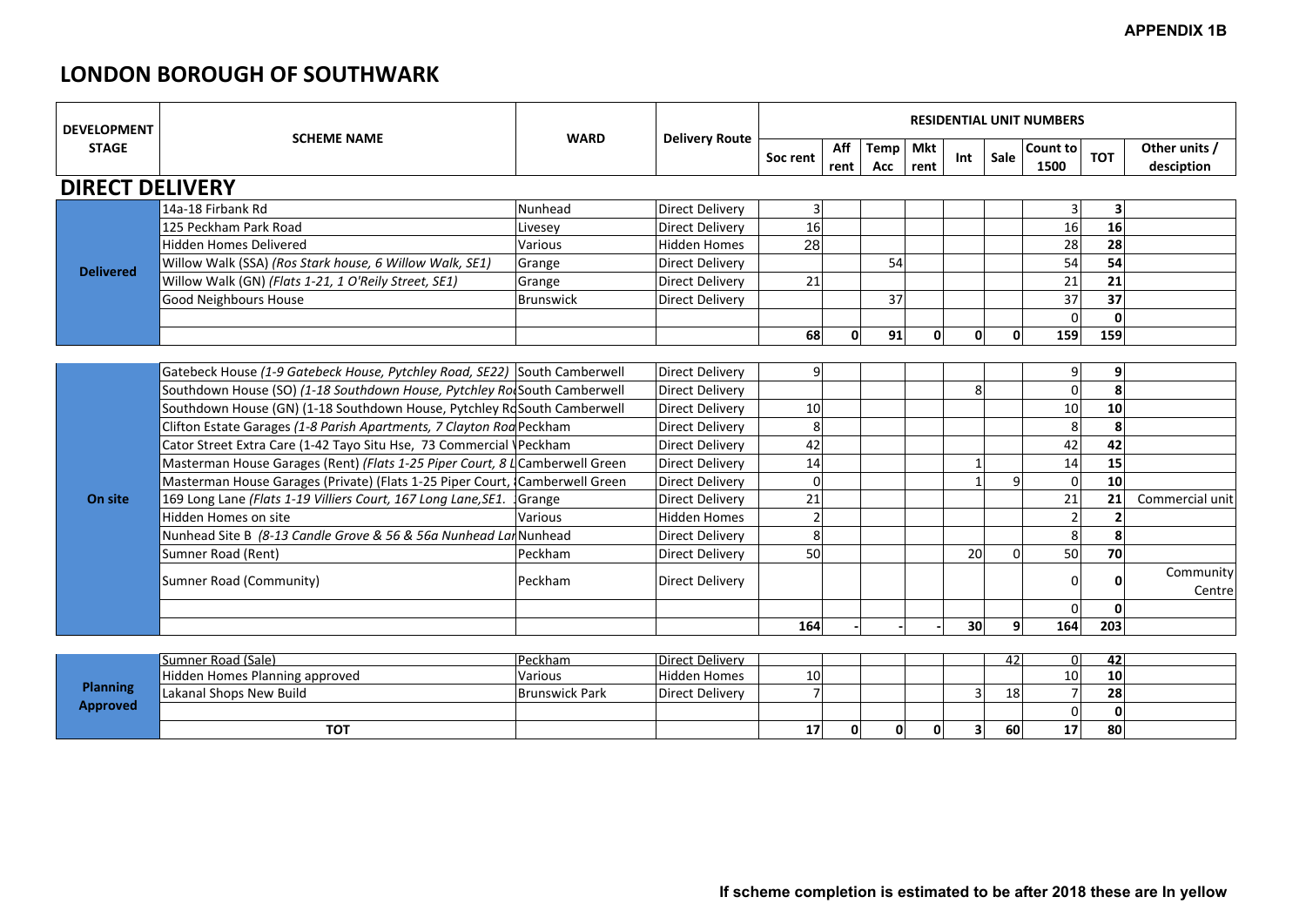**APPENDIX 1B**

# LONDON BOROUGH OF SOUTHWARK

| DEVELOPMENT STAGE | SCHEME NAME | WARD | Delivery Route | RESIDENTIAL UNIT NUMBERS | | | | | | | | |
|---|---|---|---|---|---|---|---|---|---|---|---|---|
| | | | | Soc rent | Aff rent | Temp Acc | Mkt rent | Int | Sale | Count to 1500 | TOT | Other units / desciption |
| **DIRECT DELIVERY** | | | | | | | | | | | | |
| **Delivered** | 14a-18 Firbank Rd | Nunhead | Direct Delivery | 3 | | | | | | 3 | **3** | |
| | 125 Peckham Park Road | Livesey | Direct Delivery | 16 | | | | | | 16 | **16** | |
| | Hidden Homes Delivered | Various | Hidden Homes | 28 | | | | | | 28 | **28** | |
| | Willow Walk (SSA) *(Ros Stark house, 6 Willow Walk, SE1)* | Grange | Direct Delivery | | | 54 | | | | 54 | **54** | |
| | Willow Walk (GN) *(Flats 1-21, 1 O'Reily Street, SE1)* | Grange | Direct Delivery | 21 | | | | | | 21 | **21** | |
| | Good Neighbours House | Brunswick | Direct Delivery | | | 37 | | | | 37 | **37** | |
| | | | | | | | | | | 0 | **0** | |
| | | | | **68** | **0** | **91** | **0** | **0** | **0** | **159** | **159** | |
| **On site** | Gatebeck House *(1-9 Gatebeck House, Pytchley Road, SE22)* | South Camberwell | Direct Delivery | 9 | | | | | | 9 | **9** | |
| | Southdown House (SO) *(1-18 Southdown House, Pytchley Ro* | South Camberwell | Direct Delivery | | | | | 8 | | 0 | **8** | |
| | Southdown House (GN) (1-18 Southdown House, Pytchley Ro | South Camberwell | Direct Delivery | 10 | | | | | | 10 | **10** | |
| | Clifton Estate Garages *(1-8 Parish Apartments, 7 Clayton Roa* | Peckham | Direct Delivery | 8 | | | | | | 8 | **8** | |
| | Cator Street Extra Care (1-42 Tayo Situ Hse, 73 Commercial \ | Peckham | Direct Delivery | 42 | | | | | | 42 | **42** | |
| | Masterman House Garages (Rent) *(Flats 1-25 Piper Court, 8 L* | Camberwell Green | Direct Delivery | 14 | | | | 1 | | 14 | **15** | |
| | Masterman House Garages (Private) (Flats 1-25 Piper Court, | Camberwell Green | Direct Delivery | 0 | | | | 1 | 9 | 0 | **10** | |
| | 169 Long Lane *(Flats 1-19 Villiers Court, 167 Long Lane,SE1.* | Grange | Direct Delivery | 21 | | | | | | 21 | **21** | Commercial unit |
| | Hidden Homes on site | Various | Hidden Homes | 2 | | | | | | 2 | **2** | |
| | Nunhead Site B *(8-13 Candle Grove & 56 & 56a Nunhead Lar* | Nunhead | Direct Delivery | 8 | | | | | | 8 | **8** | |
| | Sumner Road (Rent) | Peckham | Direct Delivery | 50 | | | | 20 | 0 | 50 | **70** | |
| | Sumner Road (Community) | Peckham | Direct Delivery | | | | | | | 0 | **0** | Community Centre |
| | | | | | | | | | | 0 | **0** | |
| | | | | **164** | **-** | **-** | **-** | **30** | **9** | **164** | **203** | |
| **Planning Approved** | Sumner Road (Sale) | Peckham | Direct Delivery | | | | | | 42 | 0 | **42** | |
| | Hidden Homes Planning approved | Various | Hidden Homes | 10 | | | | | | 10 | **10** | |
| | Lakanal Shops New Build | Brunswick Park | Direct Delivery | 7 | | | | 3 | 18 | 7 | **28** | |
| | | | | | | | | | | 0 | **0** | |
| | **TOT** | | | **17** | **0** | **0** | **0** | **3** | **60** | **17** | **80** | |

**If scheme completion is estimated to be after 2018 these are In yellow**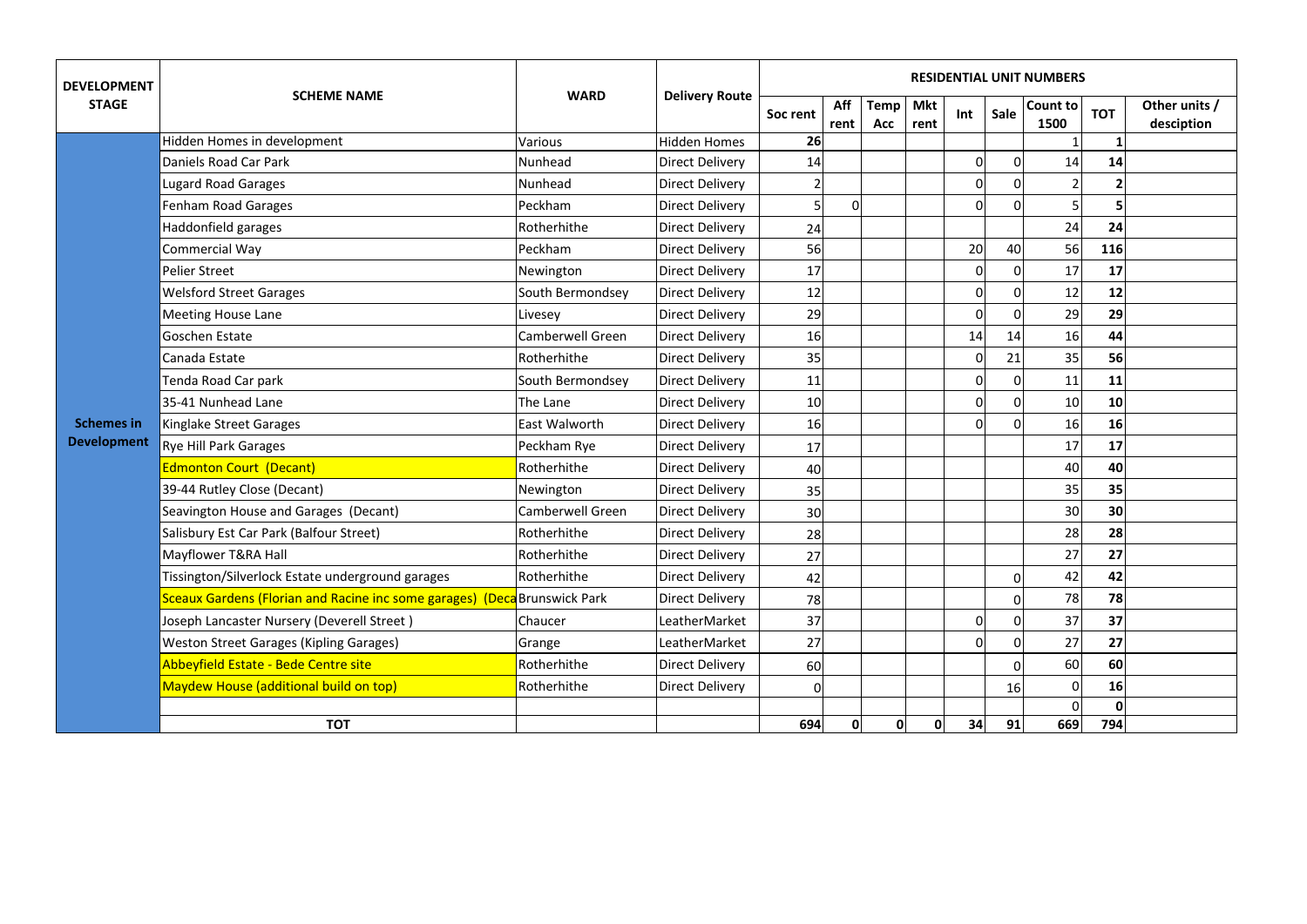| DEVELOPMENT STAGE | SCHEME NAME | WARD | Delivery Route | RESIDENTIAL UNIT NUMBERS | | | | | | | | |
|---|---|---|---|---|---|---|---|---|---|---|---|---|
| | | | | Soc rent | Aff rent | Temp Acc | Mkt rent | Int | Sale | Count to 1500 | TOT | Other units / desciption |
| Schemes in Development | Hidden Homes in development | Various | Hidden Homes | **26** | | | | | | 1 | **1** | |
| | Daniels Road Car Park | Nunhead | Direct Delivery | 14 | | | | 0 | 0 | 14 | **14** | |
| | Lugard Road Garages | Nunhead | Direct Delivery | 2 | | | | 0 | 0 | 2 | **2** | |
| | Fenham Road Garages | Peckham | Direct Delivery | 5 | 0 | | | 0 | 0 | 5 | **5** | |
| | Haddonfield garages | Rotherhithe | Direct Delivery | 24 | | | | | | 24 | **24** | |
| | Commercial Way | Peckham | Direct Delivery | 56 | | | | 20 | 40 | 56 | **116** | |
| | Pelier Street | Newington | Direct Delivery | 17 | | | | 0 | 0 | 17 | **17** | |
| | Welsford Street Garages | South Bermondsey | Direct Delivery | 12 | | | | 0 | 0 | 12 | **12** | |
| | Meeting House Lane | Livesey | Direct Delivery | 29 | | | | 0 | 0 | 29 | **29** | |
| | Goschen Estate | Camberwell Green | Direct Delivery | 16 | | | | 14 | 14 | 16 | **44** | |
| | Canada Estate | Rotherhithe | Direct Delivery | 35 | | | | 0 | 21 | 35 | **56** | |
| | Tenda Road Car park | South Bermondsey | Direct Delivery | 11 | | | | 0 | 0 | 11 | **11** | |
| | 35-41 Nunhead Lane | The Lane | Direct Delivery | 10 | | | | 0 | 0 | 10 | **10** | |
| | Kinglake Street Garages | East Walworth | Direct Delivery | 16 | | | | 0 | 0 | 16 | **16** | |
| | Rye Hill Park Garages | Peckham Rye | Direct Delivery | 17 | | | | | | 17 | **17** | |
| | Edmonton Court (Decant) | Rotherhithe | Direct Delivery | 40 | | | | | | 40 | **40** | |
| | 39-44 Rutley Close (Decant) | Newington | Direct Delivery | 35 | | | | | | 35 | **35** | |
| | Seavington House and Garages (Decant) | Camberwell Green | Direct Delivery | 30 | | | | | | 30 | **30** | |
| | Salisbury Est Car Park (Balfour Street) | Rotherhithe | Direct Delivery | 28 | | | | | | 28 | **28** | |
| | Mayflower T&RA Hall | Rotherhithe | Direct Delivery | 27 | | | | | | 27 | **27** | |
| | Tissington/Silverlock Estate underground garages | Rotherhithe | Direct Delivery | 42 | | | | | 0 | 42 | **42** | |
| | Sceaux Gardens (Florian and Racine inc some garages) (Deca | Brunswick Park | Direct Delivery | 78 | | | | | 0 | 78 | **78** | |
| | Joseph Lancaster Nursery (Deverell Street ) | Chaucer | LeatherMarket | 37 | | | | 0 | 0 | 37 | **37** | |
| | Weston Street Garages (Kipling Garages) | Grange | LeatherMarket | 27 | | | | 0 | 0 | 27 | **27** | |
| | Abbeyfield Estate - Bede Centre site | Rotherhithe | Direct Delivery | 60 | | | | | 0 | 60 | **60** | |
| | Maydew House (additional build on top) | Rotherhithe | Direct Delivery | 0 | | | | | 16 | 0 | **16** | |
| | | | | | | | | | | 0 | **0** | |
| | **TOT** | | | **694** | **0** | **0** | **0** | **34** | **91** | **669** | **794** | |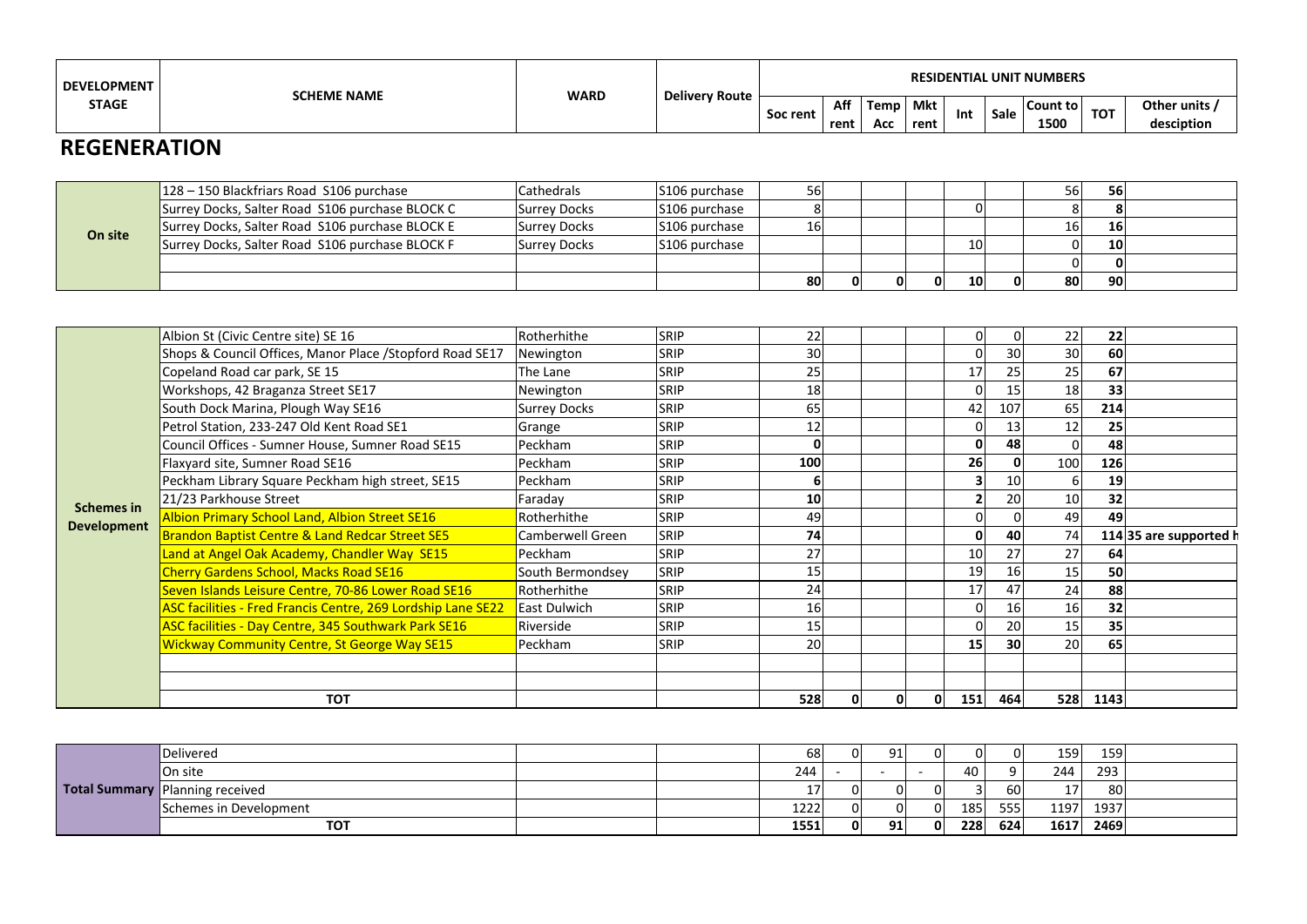| DEVELOPMENT STAGE | SCHEME NAME | WARD | Delivery Route | RESIDENTIAL UNIT NUMBERS | | | | | | | | |
|---|---|---|---|---|---|---|---|---|---|---|---|---|
| | | | | Soc rent | Aff rent | Temp Acc | Mkt rent | Int | Sale | Count to 1500 | TOT | Other units / desciption |

## REGENERATION

| DEVELOPMENT STAGE | SCHEME NAME | WARD | Delivery Route | Soc rent | Aff rent | Temp Acc | Mkt rent | Int | Sale | Count to 1500 | TOT | Other units / desciption |
|---|---|---|---|---|---|---|---|---|---|---|---|---|
| On site | 128 – 150 Blackfriars Road S106 purchase | Cathedrals | S106 purchase | 56 | | | | | | 56 | 56 | |
| | Surrey Docks, Salter Road S106 purchase BLOCK C | Surrey Docks | S106 purchase | 8 | | | | 0 | | 8 | 8 | |
| | Surrey Docks, Salter Road S106 purchase BLOCK E | Surrey Docks | S106 purchase | 16 | | | | | | 16 | 16 | |
| | Surrey Docks, Salter Road S106 purchase BLOCK F | Surrey Docks | S106 purchase | | | | | 10 | | 0 | 10 | |
| | | | | | | | | | | 0 | 0 | |
| | | | | 80 | 0 | 0 | 0 | 10 | 0 | 80 | 90 | |

| DEVELOPMENT STAGE | SCHEME NAME | WARD | Delivery Route | Soc rent | Aff rent | Temp Acc | Mkt rent | Int | Sale | Count to 1500 | TOT | Other units / desciption |
|---|---|---|---|---|---|---|---|---|---|---|---|---|
| Schemes in Development | Albion St (Civic Centre site) SE 16 | Rotherhithe | SRIP | 22 | | | | 0 | 0 | 22 | 22 | |
| | Shops & Council Offices, Manor Place /Stopford Road SE17 | Newington | SRIP | 30 | | | | 0 | 30 | 30 | 60 | |
| | Copeland Road car park, SE 15 | The Lane | SRIP | 25 | | | | 17 | 25 | 25 | 67 | |
| | Workshops, 42 Braganza Street SE17 | Newington | SRIP | 18 | | | | 0 | 15 | 18 | 33 | |
| | South Dock Marina, Plough Way SE16 | Surrey Docks | SRIP | 65 | | | | 42 | 107 | 65 | 214 | |
| | Petrol Station, 233-247 Old Kent Road SE1 | Grange | SRIP | 12 | | | | 0 | 13 | 12 | 25 | |
| | Council Offices - Sumner House, Sumner Road SE15 | Peckham | SRIP | 0 | | | | 0 | 48 | 0 | 48 | |
| | Flaxyard site, Sumner Road SE16 | Peckham | SRIP | 100 | | | | 26 | 0 | 100 | 126 | |
| | Peckham Library Square Peckham high street, SE15 | Peckham | SRIP | 6 | | | | 3 | 10 | 6 | 19 | |
| | 21/23 Parkhouse Street | Faraday | SRIP | 10 | | | | 2 | 20 | 10 | 32 | |
| | Albion Primary School Land, Albion Street SE16 | Rotherhithe | SRIP | 49 | | | | 0 | 0 | 49 | 49 | |
| | Brandon Baptist Centre & Land Redcar Street SE5 | Camberwell Green | SRIP | 74 | | | | 0 | 40 | 74 | 114 | 35 are supported h |
| | Land at Angel Oak Academy, Chandler Way SE15 | Peckham | SRIP | 27 | | | | 10 | 27 | 27 | 64 | |
| | Cherry Gardens School, Macks Road SE16 | South Bermondsey | SRIP | 15 | | | | 19 | 16 | 15 | 50 | |
| | Seven Islands Leisure Centre, 70-86 Lower Road SE16 | Rotherhithe | SRIP | 24 | | | | 17 | 47 | 24 | 88 | |
| | ASC facilities - Fred Francis Centre, 269 Lordship Lane SE22 | East Dulwich | SRIP | 16 | | | | 0 | 16 | 16 | 32 | |
| | ASC facilities - Day Centre, 345 Southwark Park SE16 | Riverside | SRIP | 15 | | | | 0 | 20 | 15 | 35 | |
| | Wickway Community Centre, St George Way SE15 | Peckham | SRIP | 20 | | | | 15 | 30 | 20 | 65 | |
| | | | | | | | | | | | | |
| | | | | | | | | | | | | |
| | TOT | | | 528 | 0 | 0 | 0 | 151 | 464 | 528 | 1143 | |

| DEVELOPMENT STAGE | SCHEME NAME | WARD | Delivery Route | Soc rent | Aff rent | Temp Acc | Mkt rent | Int | Sale | Count to 1500 | TOT | Other units / desciption |
|---|---|---|---|---|---|---|---|---|---|---|---|---|
| Total Summary | Delivered | | | 68 | 0 | 91 | 0 | 0 | 0 | 159 | 159 | |
| | On site | | | 244 | - | - | - | 40 | 9 | 244 | 293 | |
| | Planning received | | | 17 | 0 | 0 | 0 | 3 | 60 | 17 | 80 | |
| | Schemes in Development | | | 1222 | 0 | 0 | 0 | 185 | 555 | 1197 | 1937 | |
| | TOT | | | 1551 | 0 | 91 | 0 | 228 | 624 | 1617 | 2469 | |